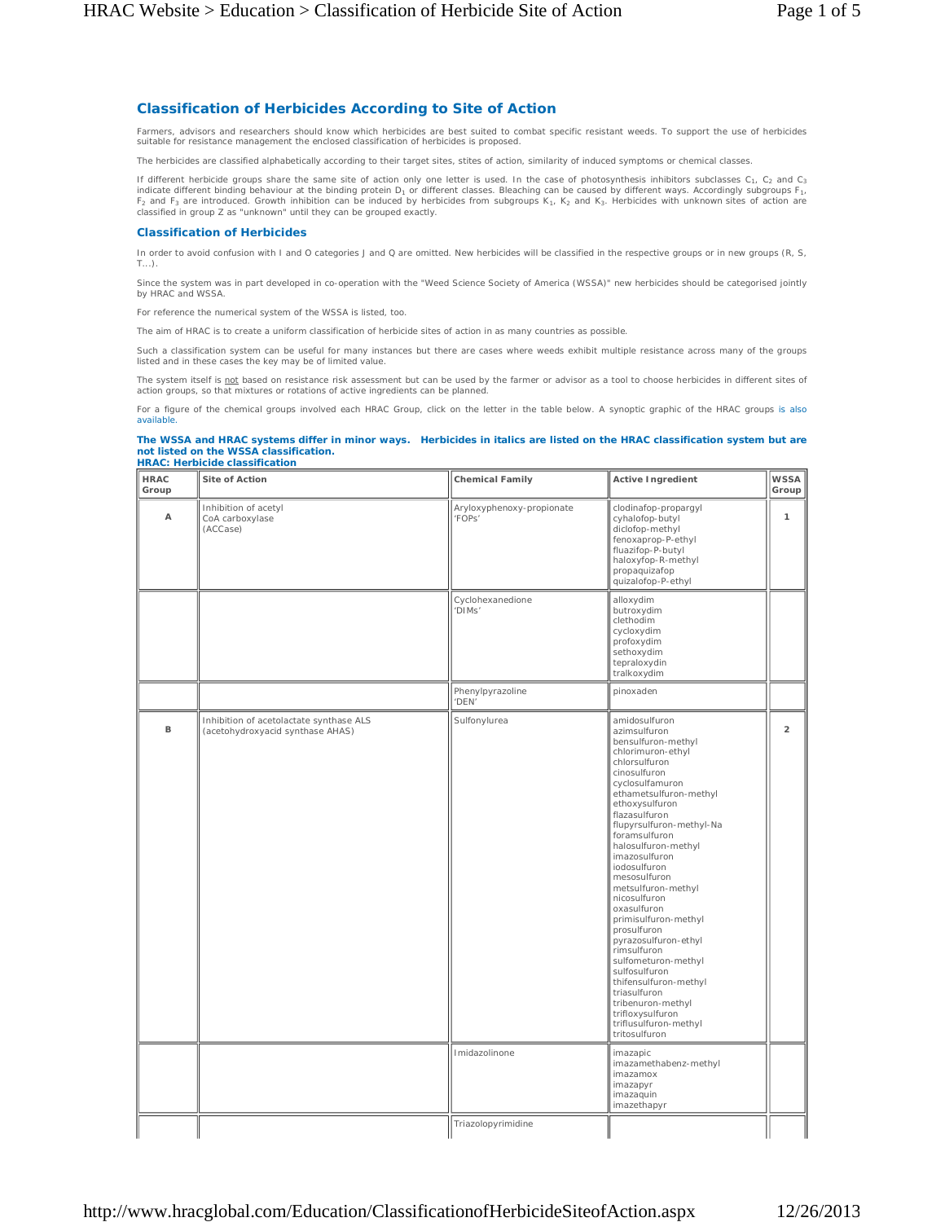## Classification of Herbicides According to Site of Action

Farmers, advisors and researchers should know which herbicides are best suited to combat specific resistant weeds. To support the use of herbicides suitable for resistance management the enclosed classification of herbicides is proposed.

The herbicides are classified alphabetically according to their target sites, stites of action, similarity of induced symptoms or chemical classes.

If different herbicide groups share the same site of action only one letter is used. In the case of photosynthesis inhibitors subclasses $C_1$, $C_2$ and $C_3$ indicate different binding behaviour at the binding protein $D_1$ or different classes. Bleaching can be caused by different ways. Accordingly subgroups $F_1$, $F_2$ and $F_3$ are introduced. Growth inhibition can be induced by herbicides from subgroups $K_1$, $K_2$ and $K_3$. Herbicides with unknown sites of action are classified in group Z as "unknown" until they can be grouped exactly.

### Classification of Herbicides

In order to avoid confusion with I and O categories J and Q are omitted. New herbicides will be classified in the respective groups or in new groups (R, S, T...).

Since the system was in part developed in co-operation with the "Weed Science Society of America (WSSA)" new herbicides should be categorised jointly by HRAC and WSSA.

For reference the numerical system of the WSSA is listed, too.

The aim of HRAC is to create a uniform classification of herbicide sites of action in as many countries as possible.

Such a classification system can be useful for many instances but there are cases where weeds exhibit multiple resistance across many of the groups listed and in these cases the key may be of limited value.

The system itself is not based on resistance risk assessment but can be used by the farmer or advisor as a tool to choose herbicides in different sites of action groups, so that mixtures or rotations of active ingredients can be planned.

For a figure of the chemical groups involved each HRAC Group, click on the letter in the table below. A synoptic graphic of the HRAC groups is also available.

**The WSSA and HRAC systems differ in minor ways. Herbicides in italics are listed on the HRAC classification system but are not listed on the WSSA classification.**
**HRAC: Herbicide classification**

| HRAC Group | Site of Action | Chemical Family | Active Ingredient | WSSA Group |
|---|---|---|---|---|
| A | Inhibition of acetyl CoA carboxylase (ACCase) | Aryloxyphenoxy-propionate 'FOPs' | clodinafop-propargyl<br>cyhalofop-butyl<br>diclofop-methyl<br>fenoxaprop-P-ethyl<br>fluazifop-P-butyl<br>haloxyfop-R-methyl<br>propaquizafop<br>quizalofop-P-ethyl | 1 |
| | | Cyclohexanedione 'DIMs' | alloxydim<br>butroxydim<br>clethodim<br>cycloxydim<br>profoxydim<br>sethoxydim<br>tepraloxydin<br>tralkoxydim | |
| | | Phenylpyrazoline 'DEN' | pinoxaden | |
| B | Inhibition of acetolactate synthase ALS (acetohydroxyacid synthase AHAS) | Sulfonylurea | amidosulfuron<br>azimsulfuron<br>bensulfuron-methyl<br>chlorimuron-ethyl<br>chlorsulfuron<br>cinosulfuron<br>cyclosulfamuron<br>ethametsulfuron-methyl<br>ethoxysulfuron<br>flazasulfuron<br>flupyrsulfuron-methyl-Na<br>foramsulfuron<br>halosulfuron-methyl<br>imazosulfuron<br>iodosulfuron<br>mesosulfuron<br>metsulfuron-methyl<br>nicosulfuron<br>oxasulfuron<br>primisulfuron-methyl<br>prosulfuron<br>pyrazosulfuron-ethyl<br>rimsulfuron<br>sulfometuron-methyl<br>sulfosulfuron<br>thifensulfuron-methyl<br>triasulfuron<br>tribenuron-methyl<br>trifloxysulfuron<br>triflusulfuron-methyl<br>tritosulfuron | 2 |
| | | Imidazolinone | imazapic<br>imazamethabenz-methyl<br>imazamox<br>imazapyr<br>imazaquin<br>imazethapyr | |
| | | Triazolopyrimidine | | |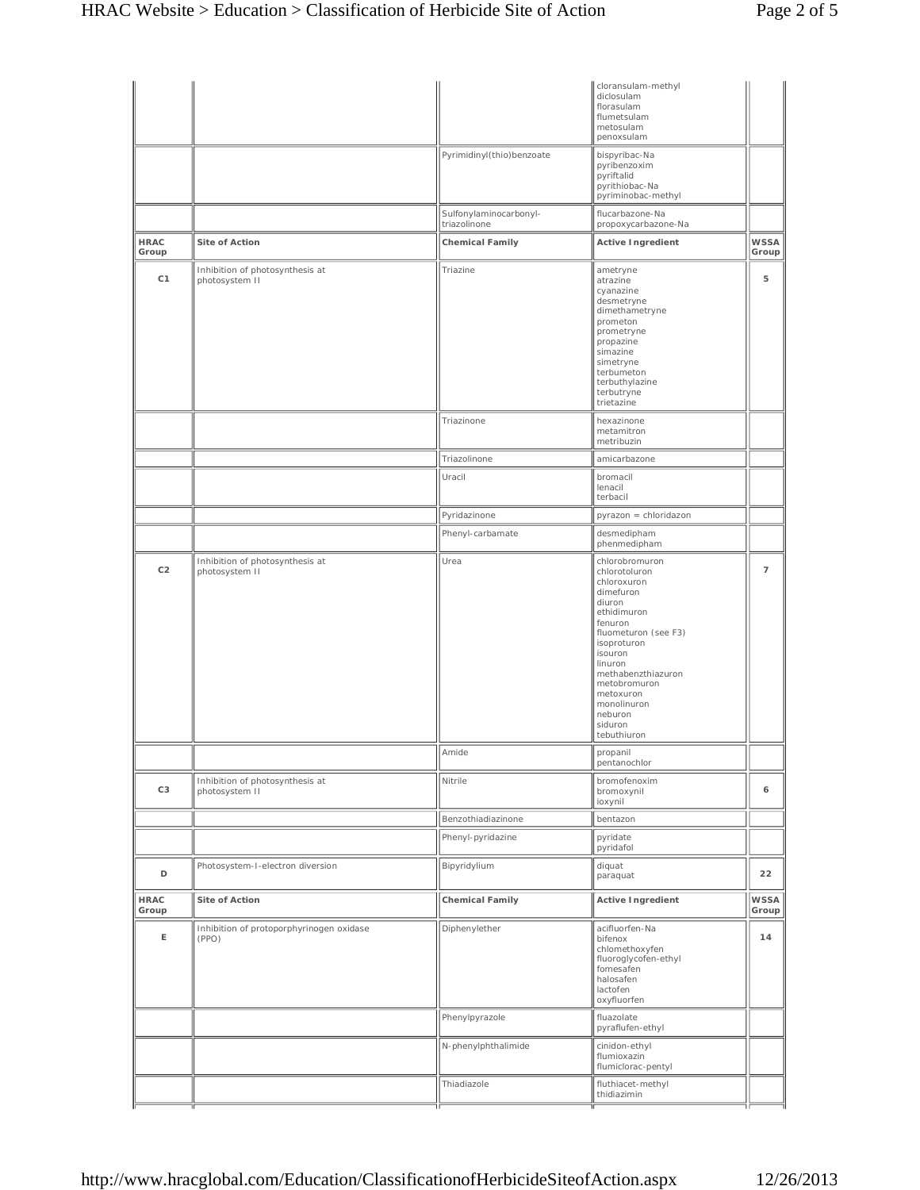| HRAC Group | Site of Action | Chemical Family | Active Ingredient | WSSA Group |
| --- | --- | --- | --- | --- |
| | | | cloransulam-methyl<br>diclosulam<br>florasulam<br>flumetsulam<br>metosulam<br>penoxsulam | |
| | | Pyrimidinyl(thio)benzoate | bispyribac-Na<br>pyribenzoxim<br>pyriftalid<br>pyrithiobac-Na<br>pyriminobac-methyl | |
| | | Sulfonylaminocarbonyl-triazolinone | flucarbazone-Na<br>propoxycarbazone-Na | |
| **HRAC Group** | **Site of Action** | **Chemical Family** | **Active Ingredient** | **WSSA Group** |
| C1 | Inhibition of photosynthesis at photosystem II | Triazine | ametryne<br>atrazine<br>cyanazine<br>desmetryne<br>dimethametryne<br>prometon<br>prometryne<br>propazine<br>simazine<br>simetryne<br>terbumeton<br>terbuthylazine<br>terbutryne<br>trietazine | 5 |
| | | Triazinone | hexazinone<br>metamitron<br>metribuzin | |
| | | Triazolinone | amicarbazone | |
| | | Uracil | bromacil<br>lenacil<br>terbacil | |
| | | Pyridazinone | pyrazon = chloridazon | |
| | | Phenyl-carbamate | desmedipham<br>phenmedipham | |
| C2 | Inhibition of photosynthesis at photosystem II | Urea | chlorobromuron<br>chlorotoluron<br>chloroxuron<br>dimefuron<br>diuron<br>ethidimuron<br>fenuron<br>fluometuron (see F3)<br>isoproturon<br>isouron<br>linuron<br>methabenzthiazuron<br>metobromuron<br>metoxuron<br>monolinuron<br>neburon<br>siduron<br>tebuthiuron | 7 |
| | | Amide | propanil<br>pentanochlor | |
| C3 | Inhibition of photosynthesis at photosystem II | Nitrile | bromofenoxim<br>bromoxynil<br>ioxynil | 6 |
| | | Benzothiadiazinone | bentazon | |
| | | Phenyl-pyridazine | pyridate<br>pyridafol | |
| D | Photosystem-I-electron diversion | Bipyridylium | diquat<br>paraquat | 22 |
| **HRAC Group** | **Site of Action** | **Chemical Family** | **Active Ingredient** | **WSSA Group** |
| E | Inhibition of protoporphyrinogen oxidase (PPO) | Diphenylether | acifluorfen-Na<br>bifenox<br>chlomethoxyfen<br>fluoroglycofen-ethyl<br>fomesafen<br>halosafen<br>lactofen<br>oxyfluorfen | 14 |
| | | Phenylpyrazole | fluazolate<br>pyraflufen-ethyl | |
| | | N-phenylphthalimide | cinidon-ethyl<br>flumioxazin<br>flumiclorac-pentyl | |
| | | Thiadiazole | fluthiacet-methyl<br>thidiazimin | |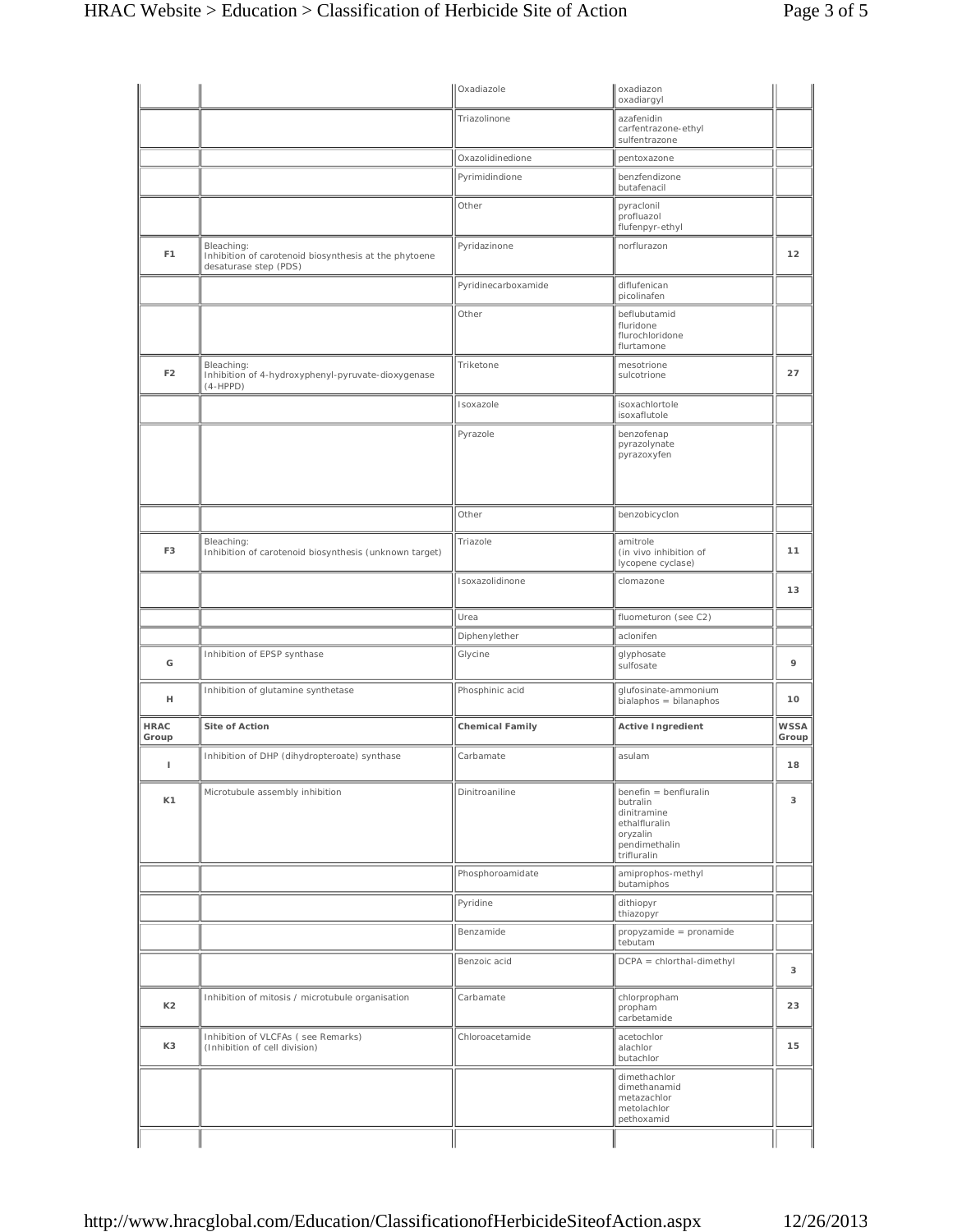| | | Oxadiazole | oxadiazon<br>oxadiargyl | |
|---|---|---|---|---|
| | | Triazolinone | azafenidin<br>carfentrazone-ethyl<br>sulfentrazone | |
| | | Oxazolidinedione | pentoxazone | |
| | | Pyrimidindione | benzfendizone<br>butafenacil | |
| | | Other | pyraclonil<br>profluazol<br>flufenpyr-ethyl | |
| F1 | Bleaching:<br>Inhibition of carotenoid biosynthesis at the phytoene desaturase step (PDS) | Pyridazinone | norflurazon | 12 |
| | | Pyridinecarboxamide | diflufenican<br>picolinafen | |
| | | Other | beflubutamid<br>fluridone<br>flurochloridone<br>flurtamone | |
| F2 | Bleaching:<br>Inhibition of 4-hydroxyphenyl-pyruvate-dioxygenase (4-HPPD) | Triketone | mesotrione<br>sulcotrione | 27 |
| | | Isoxazole | isoxachlortole<br>isoxaflutole | |
| | | Pyrazole | benzofenap<br>pyrazolynate<br>pyrazoxyfen | |
| | | Other | benzobicyclon | |
| F3 | Bleaching:<br>Inhibition of carotenoid biosynthesis (unknown target) | Triazole | amitrole<br>(in vivo inhibition of lycopene cyclase) | 11 |
| | | Isoxazolidinone | clomazone | 13 |
| | | Urea | fluometuron (see C2) | |
| | | Diphenylether | aclonifen | |
| G | Inhibition of EPSP synthase | Glycine | glyphosate<br>sulfosate | 9 |
| H | Inhibition of glutamine synthetase | Phosphinic acid | glufosinate-ammonium<br>bialaphos = bilanaphos | 10 |
| **HRAC Group** | **Site of Action** | **Chemical Family** | **Active Ingredient** | **WSSA Group** |
| I | Inhibition of DHP (dihydropteroate) synthase | Carbamate | asulam | 18 |
| K1 | Microtubule assembly inhibition | Dinitroaniline | benefin = benfluralin<br>butralin<br>dinitramine<br>ethalfluralin<br>oryzalin<br>pendimethalin<br>trifluralin | 3 |
| | | Phosphoroamidate | amiprophos-methyl<br>butamiphos | |
| | | Pyridine | dithiopyr<br>thiazopyr | |
| | | Benzamide | propyzamide = pronamide<br>tebutam | |
| | | Benzoic acid | DCPA = chlorthal-dimethyl | 3 |
| K2 | Inhibition of mitosis / microtubule organisation | Carbamate | chlorpropham<br>propham<br>carbetamide | 23 |
| K3 | Inhibition of VLCFAs ( see Remarks)<br>(Inhibition of cell division) | Chloroacetamide | acetochlor<br>alachlor<br>butachlor | 15 |
| | | | dimethachlor<br>dimethanamid<br>metazachlor<br>metolachlor<br>pethoxamid | |
| | | | | |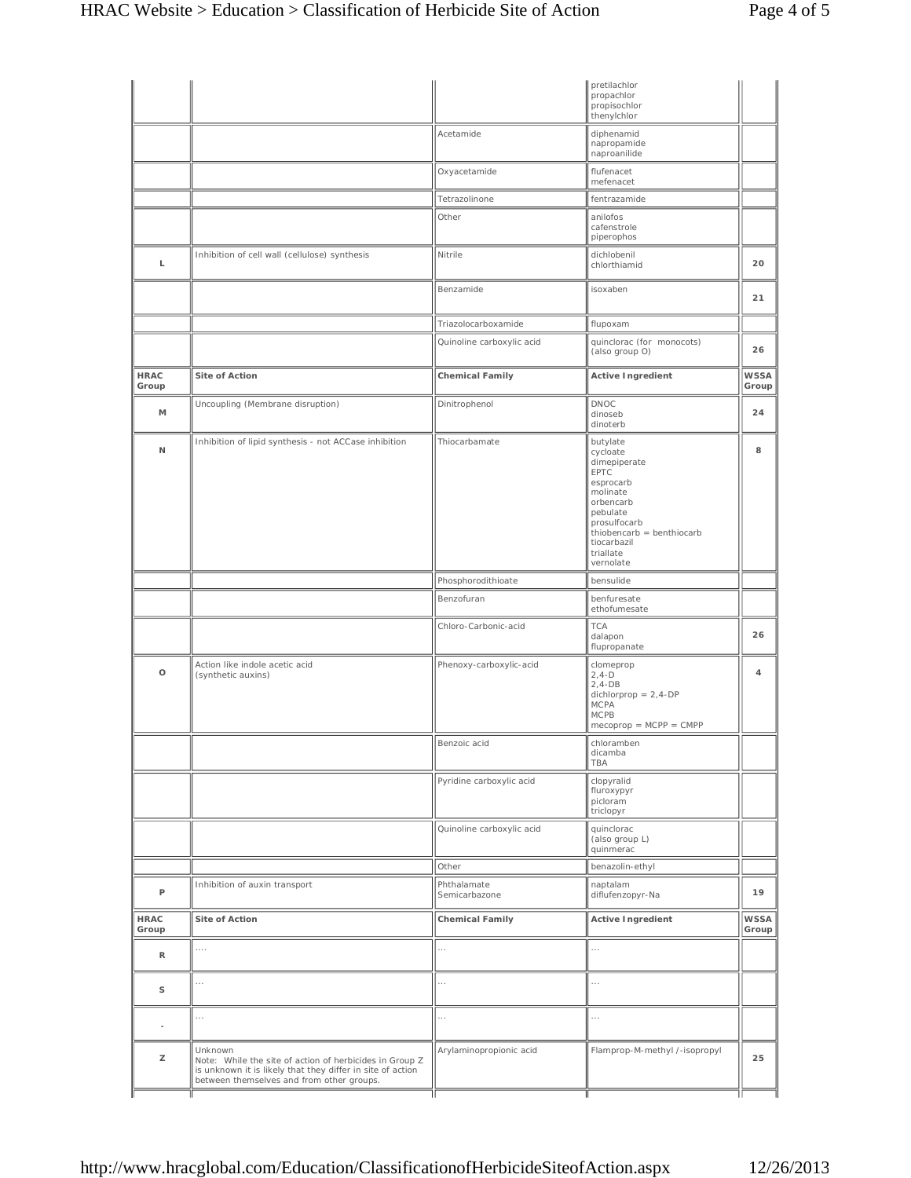| HRAC Group | Site of Action | Chemical Family | Active Ingredient | WSSA Group |
|---|---|---|---|---|
| | | | pretilachlor<br>propachlor<br>propisochlor<br>thenylchlor | |
| | | Acetamide | diphenamid<br>napropamide<br>naproanilide | |
| | | Oxyacetamide | flufenacet<br>mefenacet | |
| | | Tetrazolinone | fentrazamide | |
| | | Other | anilofos<br>cafenstrole<br>piperophos | |
| L | Inhibition of cell wall (cellulose) synthesis | Nitrile | dichlobenil<br>chlorthiamid | 20 |
| | | Benzamide | isoxaben | 21 |
| | | Triazolocarboxamide | flupoxam | |
| | | Quinoline carboxylic acid | quinclorac (for monocots)<br>(also group O) | 26 |
| **HRAC Group** | **Site of Action** | **Chemical Family** | **Active Ingredient** | **WSSA Group** |
| M | Uncoupling (Membrane disruption) | Dinitrophenol | DNOC<br>dinoseb<br>dinoterb | 24 |
| N | Inhibition of lipid synthesis - not ACCase inhibition | Thiocarbamate | butylate<br>cycloate<br>dimepiperate<br>EPTC<br>esprocarb<br>molinate<br>orbencarb<br>pebulate<br>prosulfocarb<br>thiobencarb = benthiocarb<br>tiocarbazil<br>triallate<br>vernolate | 8 |
| | | Phosphorodithioate | bensulide | |
| | | Benzofuran | benfuresate<br>ethofumesate | |
| | | Chloro-Carbonic-acid | TCA<br>dalapon<br>flupropanate | 26 |
| O | Action like indole acetic acid (synthetic auxins) | Phenoxy-carboxylic-acid | clomeprop<br>2,4-D<br>2,4-DB<br>dichlorprop = 2,4-DP<br>MCPA<br>MCPB<br>mecoprop = MCPP = CMPP | 4 |
| | | Benzoic acid | chloramben<br>dicamba<br>TBA | |
| | | Pyridine carboxylic acid | clopyralid<br>fluroxypyr<br>picloram<br>triclopyr | |
| | | Quinoline carboxylic acid | quinclorac<br>(also group L)<br>quinmerac | |
| | | Other | benazolin-ethyl | |
| P | Inhibition of auxin transport | Phthalamate<br>Semicarbazone | naptalam<br>diflufenzopyr-Na | 19 |
| **HRAC Group** | **Site of Action** | **Chemical Family** | **Active Ingredient** | **WSSA Group** |
| R | .... | ... | ... | |
| S | ... | ... | ... | |
| . | ... | ... | ... | |
| Z | Unknown<br>Note: While the site of action of herbicides in Group Z is unknown it is likely that they differ in site of action between themselves and from other groups. | Arylaminopropionic acid | Flamprop-M-methyl /-isopropyl | 25 |
| | | | | |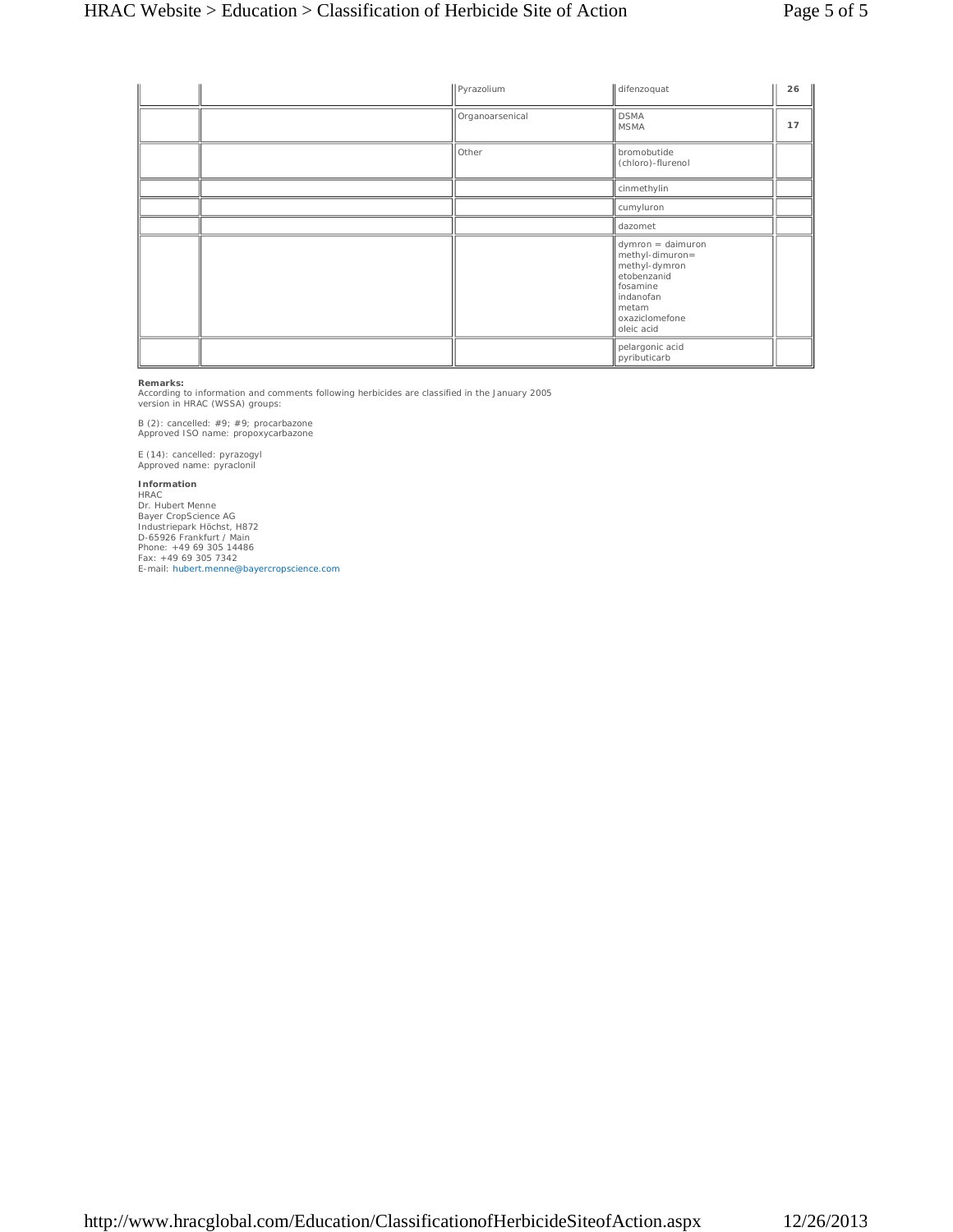| | | | | |
|---|---|---|---|---|
| | | Pyrazolium | difenzoquat | **26** |
| | | Organoarsenical | DSMA<br>MSMA | **17** |
| | | Other | bromobutide<br>(chloro)-flurenol | |
| | | | cinmethylin | |
| | | | cumyluron | |
| | | | dazomet | |
| | | | dymron = daimuron<br>methyl-dimuron=<br>methyl-dymron<br>etobenzanid<br>fosamine<br>indanofan<br>metam<br>oxaziclomefone<br>oleic acid | |
| | | | pelargonic acid<br>pyributicarb | |

**Remarks:**
According to information and comments following herbicides are classified in the January 2005 version in HRAC (WSSA) groups:

B (2): cancelled: #9; #9; procarbazone
Approved ISO name: propoxycarbazone

E (14): cancelled: pyrazogyl
Approved name: pyraclonil

**Information**
HRAC
Dr. Hubert Menne
Bayer CropScience AG
Industriepark Höchst, H872
D-65926 Frankfurt / Main
Phone: +49 69 305 14486
Fax: +49 69 305 7342
E-mail: hubert.menne@bayercropscience.com